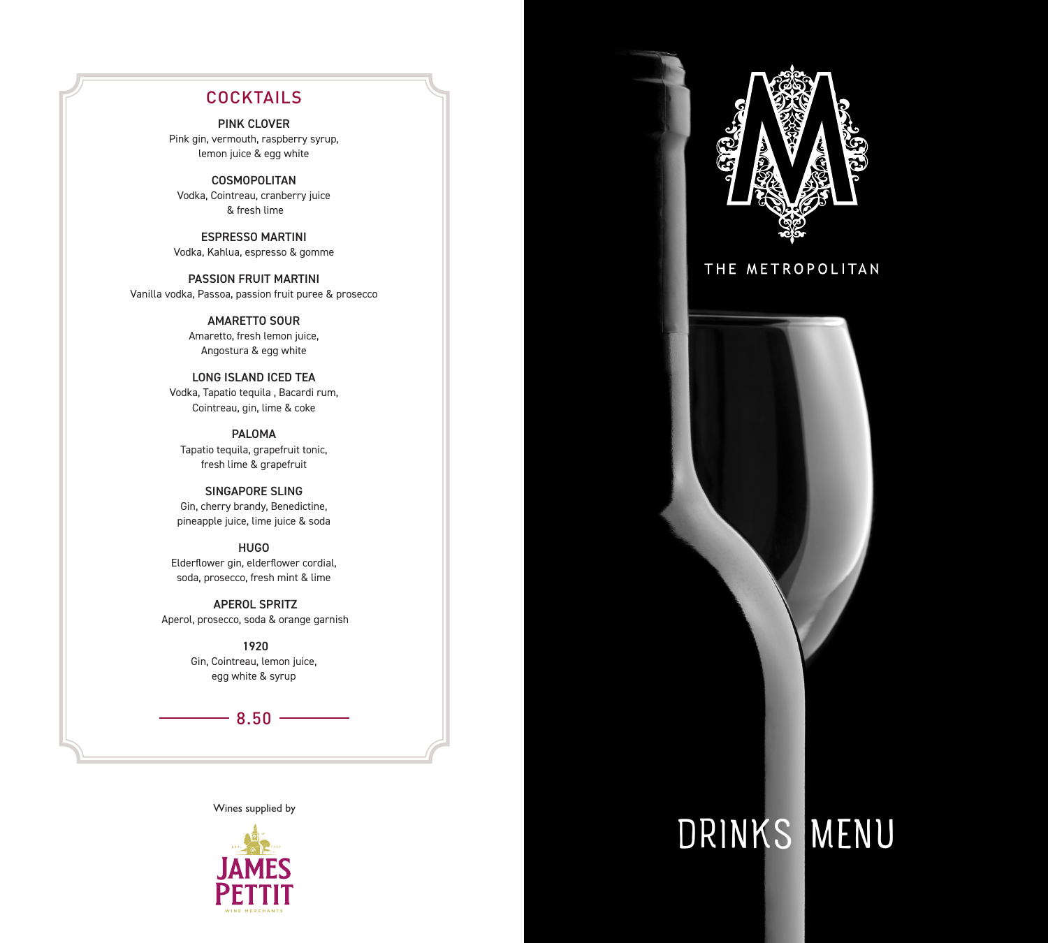## COCKTAILS

**PINK CLOVER**
Pink gin, vermouth, raspberry syrup, lemon juice & egg white

**COSMOPOLITAN**
Vodka, Cointreau, cranberry juice & fresh lime

**ESPRESSO MARTINI**
Vodka, Kahlua, espresso & gomme

**PASSION FRUIT MARTINI**
Vanilla vodka, Passoa, passion fruit puree & prosecco

**AMARETTO SOUR**
Amaretto, fresh lemon juice, Angostura & egg white

**LONG ISLAND ICED TEA**
Vodka, Tapatio tequila , Bacardi rum, Cointreau, gin, lime & coke

**PALOMA**
Tapatio tequila, grapefruit tonic, fresh lime & grapefruit

**SINGAPORE SLING**
Gin, cherry brandy, Benedictine, pineapple juice, lime juice & soda

**HUGO**
Elderflower gin, elderflower cordial, soda, prosecco, fresh mint & lime

**APEROL SPRITZ**
Aperol, prosecco, soda & orange garnish

**1920**
Gin, Cointreau, lemon juice, egg white & syrup

8.50

Wines supplied by

JAMES PETTIT
WINE MERCHANTS

THE METROPOLITAN

# DRINKS MENU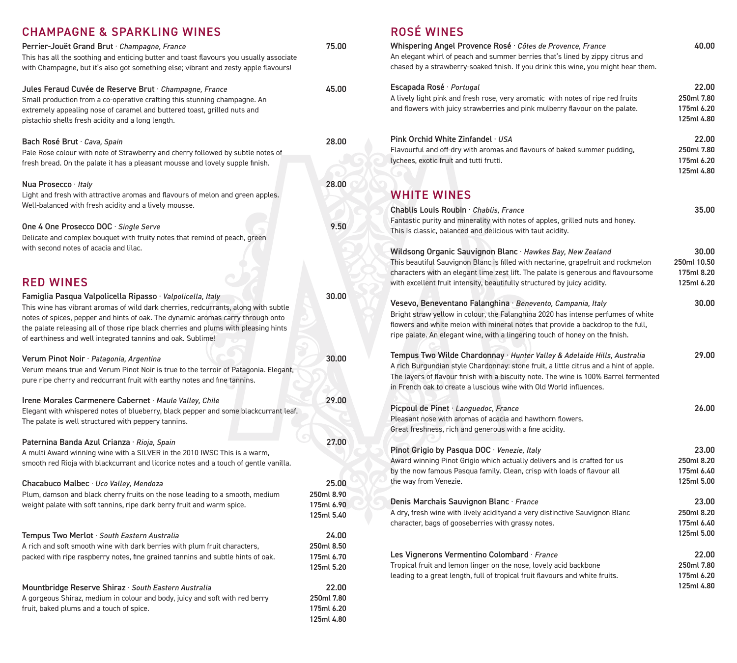## CHAMPAGNE & SPARKLING WINES

**Perrier-Jouët Grand Brut** · *Champagne, France* — 75.00
This has all the soothing and enticing butter and toast flavours you usually associate with Champagne, but it's also got something else; vibrant and zesty apple flavours!

**Jules Feraud Cuvée de Reserve Brut** · *Champagne, France* — 45.00
Small production from a co-operative crafting this stunning champagne. An extremely appealing nose of caramel and buttered toast, grilled nuts and pistachio shells fresh acidity and a long length.

**Bach Rosé Brut** · *Cava, Spain* — 28.00
Pale Rose colour with note of Strawberry and cherry followed by subtle notes of fresh bread. On the palate it has a pleasant mousse and lovely supple finish.

**Nua Prosecco** · *Italy* — 28.00
Light and fresh with attractive aromas and flavours of melon and green apples. Well-balanced with fresh acidity and a lively mousse.

**One 4 One Prosecco DOC** · *Single Serve* — 9.50
Delicate and complex bouquet with fruity notes that remind of peach, green with second notes of acacia and lilac.

## RED WINES

**Famiglia Pasqua Valpolicella Ripasso** · *Valpolicella, Italy* — 30.00
This wine has vibrant aromas of wild dark cherries, redcurrants, along with subtle notes of spices, pepper and hints of oak. The dynamic aromas carry through onto the palate releasing all of those ripe black cherries and plums with pleasing hints of earthiness and well integrated tannins and oak. Sublime!

**Verum Pinot Noir** · *Patagonia, Argentina* — 30.00
Verum means true and Verum Pinot Noir is true to the terroir of Patagonia. Elegant, pure ripe cherry and redcurrant fruit with earthy notes and fine tannins.

**Irene Morales Carmenere Cabernet** · *Maule Valley, Chile* — 29.00
Elegant with whispered notes of blueberry, black pepper and some blackcurrant leaf. The palate is well structured with peppery tannins.

**Paternina Banda Azul Crianza** · *Rioja, Spain* — 27.00
A multi Award winning wine with a SILVER in the 2010 IWSC This is a warm, smooth red Rioja with blackcurrant and licorice notes and a touch of gentle vanilla.

**Chacabuco Malbec** · *Uco Valley, Mendoza* — 25.00 | 250ml 8.90 | 175ml 6.90 | 125ml 5.40
Plum, damson and black cherry fruits on the nose leading to a smooth, medium weight palate with soft tannins, ripe dark berry fruit and warm spice.

**Tempus Two Merlot** · *South Eastern Australia* — 24.00 | 250ml 8.50 | 175ml 6.70 | 125ml 5.20
A rich and soft smooth wine with dark berries with plum fruit characters, packed with ripe raspberry notes, fine grained tannins and subtle hints of oak.

**Mountbridge Reserve Shiraz** · *South Eastern Australia* — 22.00 | 250ml 7.80 | 175ml 6.20 | 125ml 4.80
A gorgeous Shiraz, medium in colour and body, juicy and soft with red berry fruit, baked plums and a touch of spice.

## ROSÉ WINES

**Whispering Angel Provence Rosé** · *Côtes de Provence, France* — 40.00
An elegant whirl of peach and summer berries that's lined by zippy citrus and chased by a strawberry-soaked finish. If you drink this wine, you might hear them.

**Escapada Rosé** · *Portugal* — 22.00 | 250ml 7.80 | 175ml 6.20 | 125ml 4.80
A lively light pink and fresh rose, very aromatic with notes of ripe red fruits and flowers with juicy strawberries and pink mulberry flavour on the palate.

**Pink Orchid White Zinfandel** · *USA* — 22.00 | 250ml 7.80 | 175ml 6.20 | 125ml 4.80
Flavourful and off-dry with aromas and flavours of baked summer pudding, lychees, exotic fruit and tutti frutti.

## WHITE WINES

**Chablis Louis Roubin** · *Chablis, France* — 35.00
Fantastic purity and minerality with notes of apples, grilled nuts and honey. This is classic, balanced and delicious with taut acidity.

**Wildsong Organic Sauvignon Blanc** · *Hawkes Bay, New Zealand* — 30.00 | 250ml 10.50 | 175ml 8.20 | 125ml 6.20
This beautiful Sauvignon Blanc is filled with nectarine, grapefruit and rockmelon characters with an elegant lime zest lift. The palate is generous and flavoursome with excellent fruit intensity, beautifully structured by juicy acidity.

**Vesevo, Beneventano Falanghina** · *Benevento, Campania, Italy* — 30.00
Bright straw yellow in colour, the Falanghina 2020 has intense perfumes of white flowers and white melon with mineral notes that provide a backdrop to the full, ripe palate. An elegant wine, with a lingering touch of honey on the finish.

**Tempus Two Wilde Chardonnay** · *Hunter Valley & Adelaide Hills, Australia* — 29.00
A rich Burgundian style Chardonnay: stone fruit, a little citrus and a hint of apple. The layers of flavour finish with a biscuity note. The wine is 100% Barrel fermented in French oak to create a luscious wine with Old World influences.

**Picpoul de Pinet** · *Languedoc, France* — 26.00
Pleasant nose with aromas of acacia and hawthorn flowers. Great freshness, rich and generous with a fine acidity.

**Pinot Grigio by Pasqua DOC** · *Venezie, Italy* — 23.00 | 250ml 8.20 | 175ml 6.40 | 125ml 5.00
Award winning Pinot Grigio which actually delivers and is crafted for us by the now famous Pasqua family. Clean, crisp with loads of flavour all the way from Venezie.

**Denis Marchais Sauvignon Blanc** · *France* — 23.00 | 250ml 8.20 | 175ml 6.40 | 125ml 5.00
A dry, fresh wine with lively acidityand a very distinctive Sauvignon Blanc character, bags of gooseberries with grassy notes.

**Les Vignerons Vermentino Colombard** · *France* — 22.00 | 250ml 7.80 | 175ml 6.20 | 125ml 4.80
Tropical fruit and lemon linger on the nose, lovely acid backbone leading to a great length, full of tropical fruit flavours and white fruits.